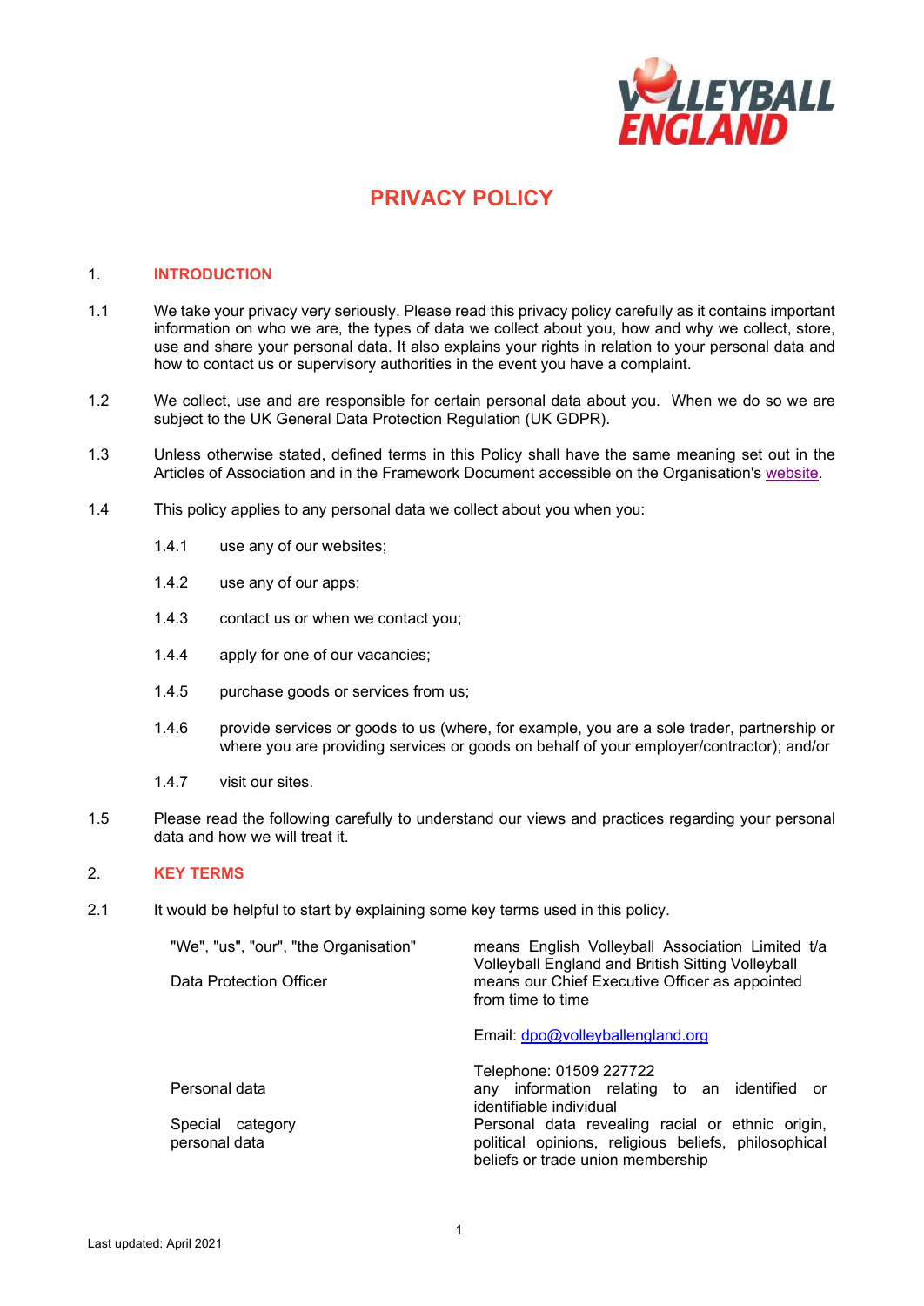# PRIVACY POLICY

## 1. INTRODUCTION

1.1 We take your privacy very seriously. Please read this privacy policy carefully as it contains important information on who we are, the types of data we collect about you, how and why we collect, store, use and share your personal data. It also explains your rights in relation to your personal data and how to contact us or supervisory authorities in the event you have a complaint.

1.2 We collect, use and are responsible for certain personal data about you. When we do so we are subject to the UK General Data Protection Regulation (UK GDPR).

1.3 Unless otherwise stated, defined terms in this Policy shall have the same meaning set out in the Articles of Association and in the Framework Document accessible on the Organisation's website.

1.4 This policy applies to any personal data we collect about you when you:

- 1.4.1 use any of our websites;
- 1.4.2 use any of our apps;
- 1.4.3 contact us or when we contact you;
- 1.4.4 apply for one of our vacancies;
- 1.4.5 purchase goods or services from us;
- 1.4.6 provide services or goods to us (where, for example, you are a sole trader, partnership or where you are providing services or goods on behalf of your employer/contractor); and/or
- 1.4.7 visit our sites.

1.5 Please read the following carefully to understand our views and practices regarding your personal data and how we will treat it.

## 2. KEY TERMS

2.1 It would be helpful to start by explaining some key terms used in this policy.

| Term | Meaning |
|---|---|
| "We", "us", "our", "the Organisation" | means English Volleyball Association Limited t/a Volleyball England and British Sitting Volleyball |
| Data Protection Officer | means our Chief Executive Officer as appointed from time to time<br><br>Email: dpo@volleyballengland.org<br><br>Telephone: 01509 227722 |
| Personal data | any information relating to an identified or identifiable individual |
| Special category personal data | Personal data revealing racial or ethnic origin, political opinions, religious beliefs, philosophical beliefs or trade union membership |

Last updated: April 2021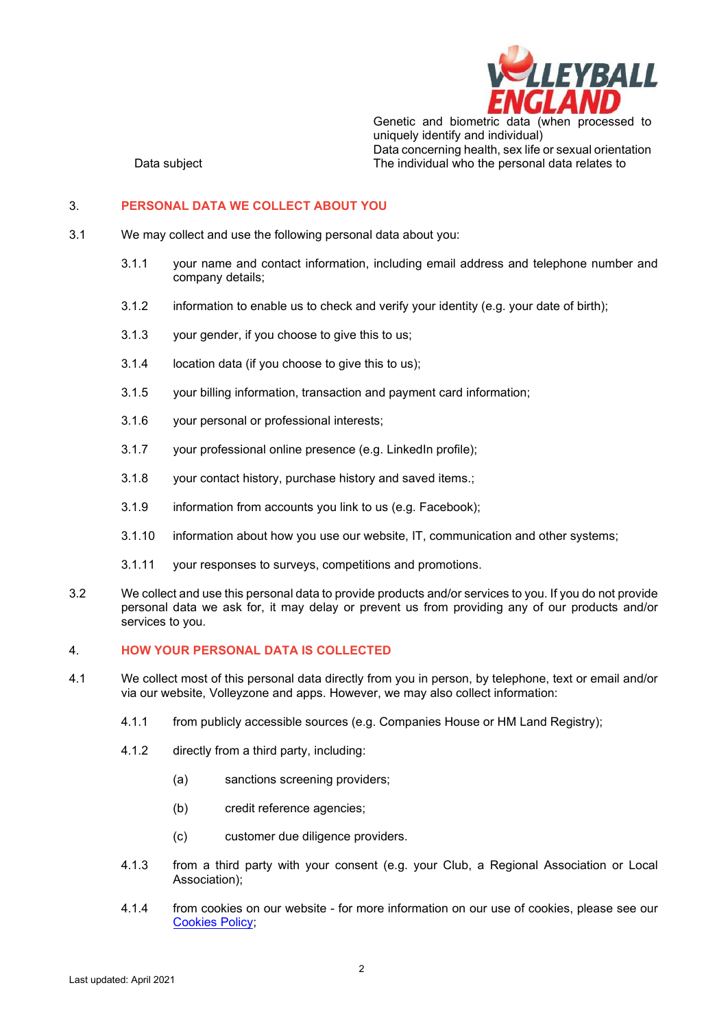| | |
|---|---|
| | Genetic and biometric data (when processed to uniquely identify and individual) |
| | Data concerning health, sex life or sexual orientation |
| Data subject | The individual who the personal data relates to |

## 3. PERSONAL DATA WE COLLECT ABOUT YOU

3.1 We may collect and use the following personal data about you:

3.1.1 your name and contact information, including email address and telephone number and company details;

3.1.2 information to enable us to check and verify your identity (e.g. your date of birth);

3.1.3 your gender, if you choose to give this to us;

3.1.4 location data (if you choose to give this to us);

3.1.5 your billing information, transaction and payment card information;

3.1.6 your personal or professional interests;

3.1.7 your professional online presence (e.g. LinkedIn profile);

3.1.8 your contact history, purchase history and saved items.;

3.1.9 information from accounts you link to us (e.g. Facebook);

3.1.10 information about how you use our website, IT, communication and other systems;

3.1.11 your responses to surveys, competitions and promotions.

3.2 We collect and use this personal data to provide products and/or services to you. If you do not provide personal data we ask for, it may delay or prevent us from providing any of our products and/or services to you.

## 4. HOW YOUR PERSONAL DATA IS COLLECTED

4.1 We collect most of this personal data directly from you in person, by telephone, text or email and/or via our website, Volleyzone and apps. However, we may also collect information:

4.1.1 from publicly accessible sources (e.g. Companies House or HM Land Registry);

4.1.2 directly from a third party, including:

(a) sanctions screening providers;

(b) credit reference agencies;

(c) customer due diligence providers.

4.1.3 from a third party with your consent (e.g. your Club, a Regional Association or Local Association);

4.1.4 from cookies on our website - for more information on our use of cookies, please see our Cookies Policy;

Last updated: April 2021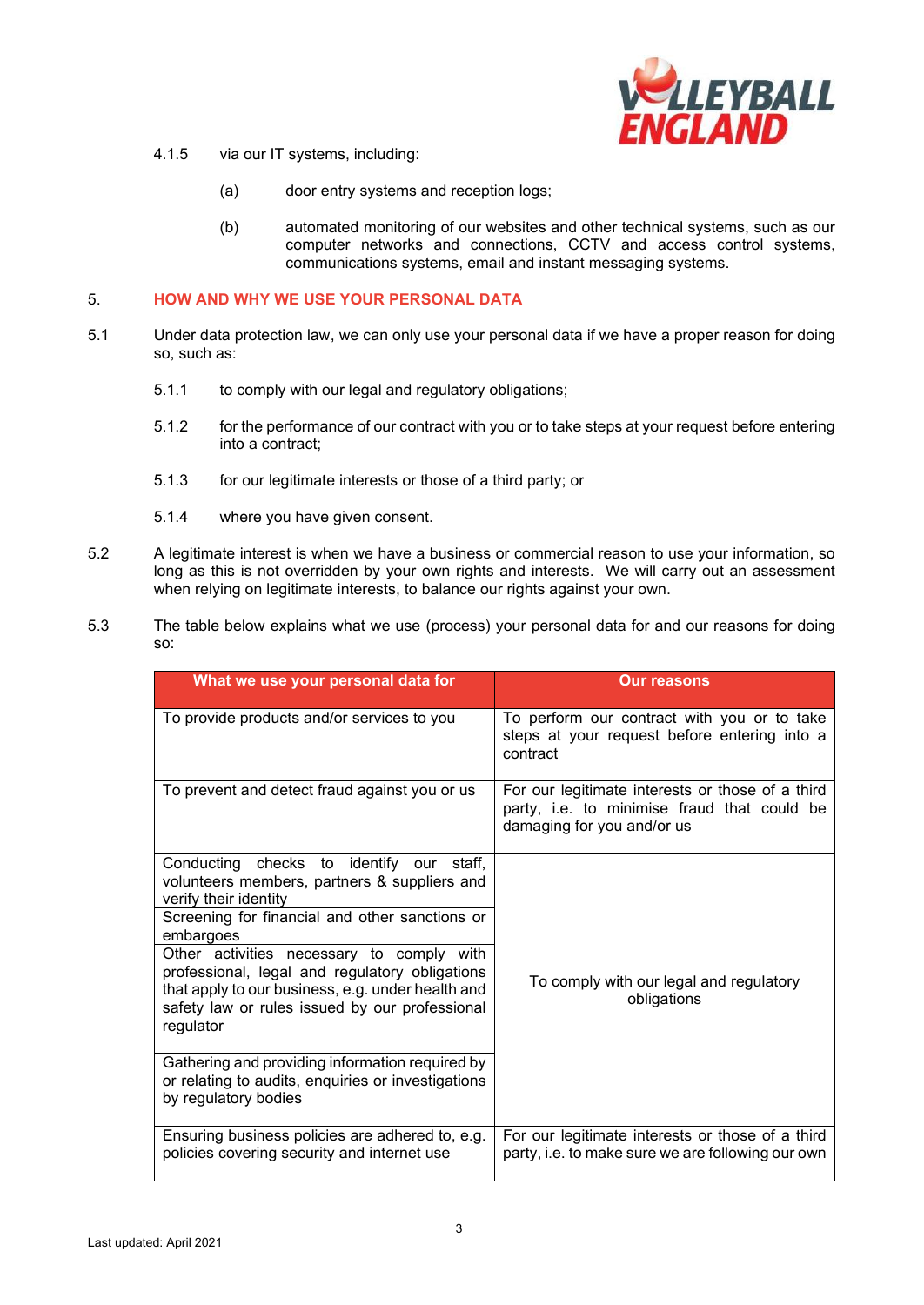4.1.5 via our IT systems, including:

(a) door entry systems and reception logs;

(b) automated monitoring of our websites and other technical systems, such as our computer networks and connections, CCTV and access control systems, communications systems, email and instant messaging systems.

## 5. HOW AND WHY WE USE YOUR PERSONAL DATA

5.1 Under data protection law, we can only use your personal data if we have a proper reason for doing so, such as:

5.1.1 to comply with our legal and regulatory obligations;

5.1.2 for the performance of our contract with you or to take steps at your request before entering into a contract;

5.1.3 for our legitimate interests or those of a third party; or

5.1.4 where you have given consent.

5.2 A legitimate interest is when we have a business or commercial reason to use your information, so long as this is not overridden by your own rights and interests. We will carry out an assessment when relying on legitimate interests, to balance our rights against your own.

5.3 The table below explains what we use (process) your personal data for and our reasons for doing so:

| What we use your personal data for | Our reasons |
|---|---|
| To provide products and/or services to you | To perform our contract with you or to take steps at your request before entering into a contract |
| To prevent and detect fraud against you or us | For our legitimate interests or those of a third party, i.e. to minimise fraud that could be damaging for you and/or us |
| Conducting checks to identify our staff, volunteers members, partners & suppliers and verify their identity | To comply with our legal and regulatory obligations |
| Screening for financial and other sanctions or embargoes | |
| Other activities necessary to comply with professional, legal and regulatory obligations that apply to our business, e.g. under health and safety law or rules issued by our professional regulator | |
| Gathering and providing information required by or relating to audits, enquiries or investigations by regulatory bodies | |
| Ensuring business policies are adhered to, e.g. policies covering security and internet use | For our legitimate interests or those of a third party, i.e. to make sure we are following our own |

Last updated: April 2021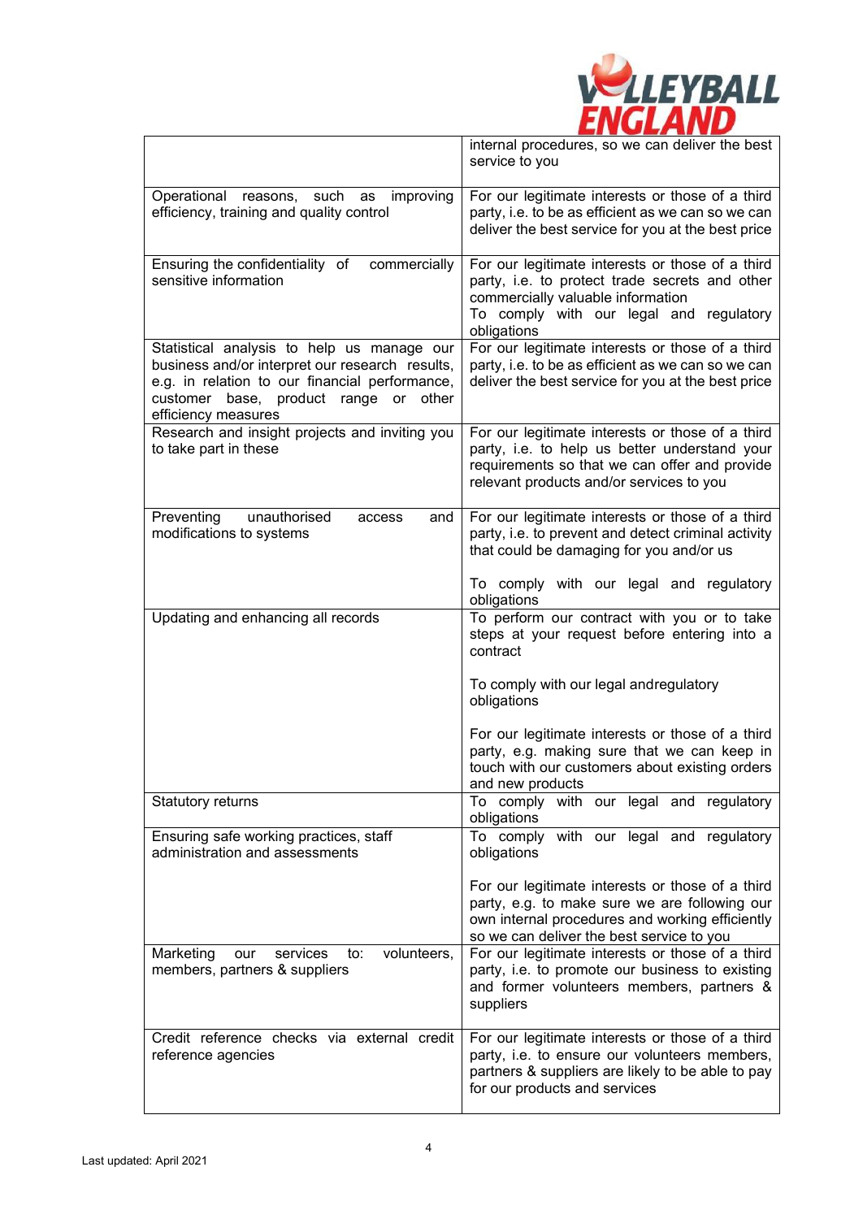| | |
|---|---|
| | internal procedures, so we can deliver the best service to you |
| Operational reasons, such as improving efficiency, training and quality control | For our legitimate interests or those of a third party, i.e. to be as efficient as we can so we can deliver the best service for you at the best price |
| Ensuring the confidentiality of commercially sensitive information | For our legitimate interests or those of a third party, i.e. to protect trade secrets and other commercially valuable information<br>To comply with our legal and regulatory obligations |
| Statistical analysis to help us manage our business and/or interpret our research results, e.g. in relation to our financial performance, customer base, product range or other efficiency measures | For our legitimate interests or those of a third party, i.e. to be as efficient as we can so we can deliver the best service for you at the best price |
| Research and insight projects and inviting you to take part in these | For our legitimate interests or those of a third party, i.e. to help us better understand your requirements so that we can offer and provide relevant products and/or services to you |
| Preventing unauthorised access and modifications to systems | For our legitimate interests or those of a third party, i.e. to prevent and detect criminal activity that could be damaging for you and/or us<br><br>To comply with our legal and regulatory obligations |
| Updating and enhancing all records | To perform our contract with you or to take steps at your request before entering into a contract<br><br>To comply with our legal andregulatory obligations<br><br>For our legitimate interests or those of a third party, e.g. making sure that we can keep in touch with our customers about existing orders and new products |
| Statutory returns | To comply with our legal and regulatory obligations |
| Ensuring safe working practices, staff administration and assessments | To comply with our legal and regulatory obligations<br><br>For our legitimate interests or those of a third party, e.g. to make sure we are following our own internal procedures and working efficiently so we can deliver the best service to you |
| Marketing our services to: volunteers, members, partners & suppliers | For our legitimate interests or those of a third party, i.e. to promote our business to existing and former volunteers members, partners & suppliers |
| Credit reference checks via external credit reference agencies | For our legitimate interests or those of a third party, i.e. to ensure our volunteers members, partners & suppliers are likely to be able to pay for our products and services |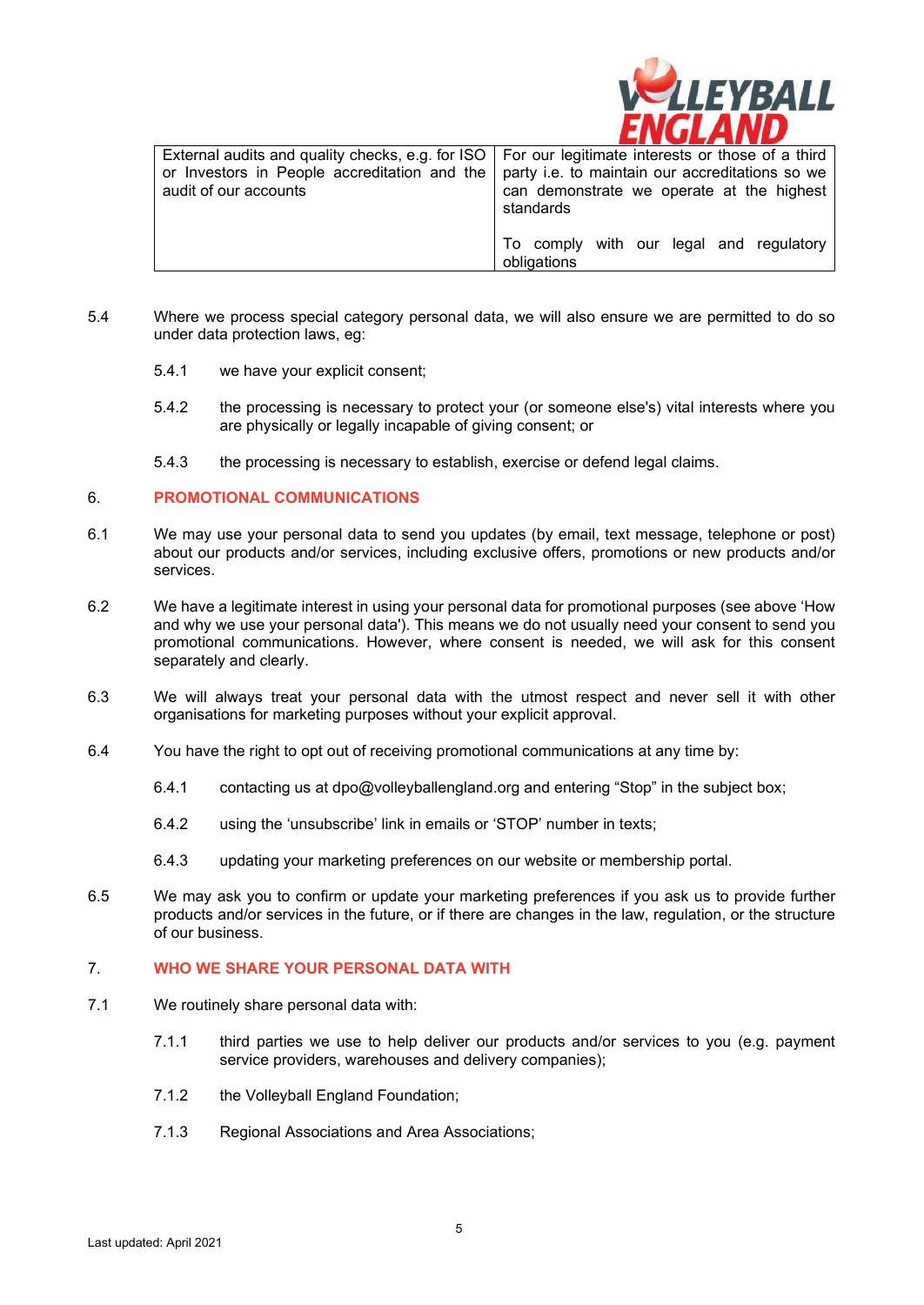| External audits and quality checks, e.g. for ISO or Investors in People accreditation and the audit of our accounts | For our legitimate interests or those of a third party i.e. to maintain our accreditations so we can demonstrate we operate at the highest standards<br><br>To comply with our legal and regulatory obligations |
|---|---|

5.4 Where we process special category personal data, we will also ensure we are permitted to do so under data protection laws, eg:

5.4.1 we have your explicit consent;

5.4.2 the processing is necessary to protect your (or someone else's) vital interests where you are physically or legally incapable of giving consent; or

5.4.3 the processing is necessary to establish, exercise or defend legal claims.

## 6. PROMOTIONAL COMMUNICATIONS

6.1 We may use your personal data to send you updates (by email, text message, telephone or post) about our products and/or services, including exclusive offers, promotions or new products and/or services.

6.2 We have a legitimate interest in using your personal data for promotional purposes (see above 'How and why we use your personal data'). This means we do not usually need your consent to send you promotional communications. However, where consent is needed, we will ask for this consent separately and clearly.

6.3 We will always treat your personal data with the utmost respect and never sell it with other organisations for marketing purposes without your explicit approval.

6.4 You have the right to opt out of receiving promotional communications at any time by:

6.4.1 contacting us at dpo@volleyballengland.org and entering "Stop" in the subject box;

6.4.2 using the 'unsubscribe' link in emails or 'STOP' number in texts;

6.4.3 updating your marketing preferences on our website or membership portal.

6.5 We may ask you to confirm or update your marketing preferences if you ask us to provide further products and/or services in the future, or if there are changes in the law, regulation, or the structure of our business.

## 7. WHO WE SHARE YOUR PERSONAL DATA WITH

7.1 We routinely share personal data with:

7.1.1 third parties we use to help deliver our products and/or services to you (e.g. payment service providers, warehouses and delivery companies);

7.1.2 the Volleyball England Foundation;

7.1.3 Regional Associations and Area Associations;

Last updated: April 2021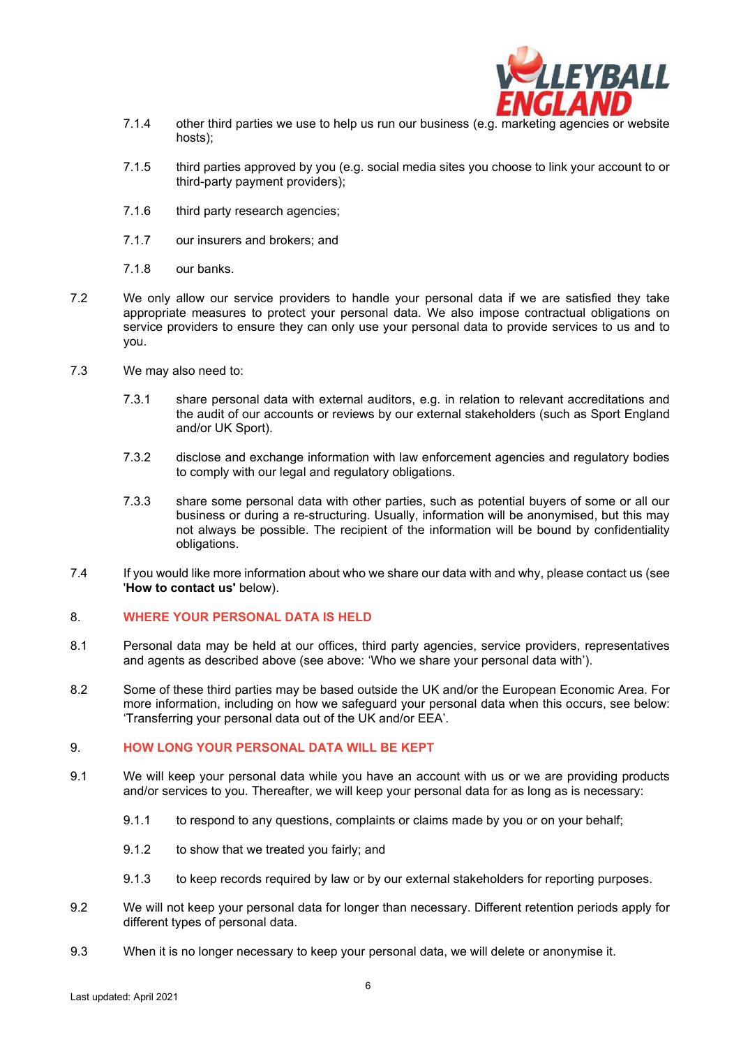7.1.4 other third parties we use to help us run our business (e.g. marketing agencies or website hosts);

7.1.5 third parties approved by you (e.g. social media sites you choose to link your account to or third-party payment providers);

7.1.6 third party research agencies;

7.1.7 our insurers and brokers; and

7.1.8 our banks.

7.2 We only allow our service providers to handle your personal data if we are satisfied they take appropriate measures to protect your personal data. We also impose contractual obligations on service providers to ensure they can only use your personal data to provide services to us and to you.

7.3 We may also need to:

7.3.1 share personal data with external auditors, e.g. in relation to relevant accreditations and the audit of our accounts or reviews by our external stakeholders (such as Sport England and/or UK Sport).

7.3.2 disclose and exchange information with law enforcement agencies and regulatory bodies to comply with our legal and regulatory obligations.

7.3.3 share some personal data with other parties, such as potential buyers of some or all our business or during a re-structuring. Usually, information will be anonymised, but this may not always be possible. The recipient of the information will be bound by confidentiality obligations.

7.4 If you would like more information about who we share our data with and why, please contact us (see '**How to contact us'** below).

## 8. WHERE YOUR PERSONAL DATA IS HELD

8.1 Personal data may be held at our offices, third party agencies, service providers, representatives and agents as described above (see above: 'Who we share your personal data with').

8.2 Some of these third parties may be based outside the UK and/or the European Economic Area. For more information, including on how we safeguard your personal data when this occurs, see below: 'Transferring your personal data out of the UK and/or EEA'.

## 9. HOW LONG YOUR PERSONAL DATA WILL BE KEPT

9.1 We will keep your personal data while you have an account with us or we are providing products and/or services to you. Thereafter, we will keep your personal data for as long as is necessary:

9.1.1 to respond to any questions, complaints or claims made by you or on your behalf;

9.1.2 to show that we treated you fairly; and

9.1.3 to keep records required by law or by our external stakeholders for reporting purposes.

9.2 We will not keep your personal data for longer than necessary. Different retention periods apply for different types of personal data.

9.3 When it is no longer necessary to keep your personal data, we will delete or anonymise it.

Last updated: April 2021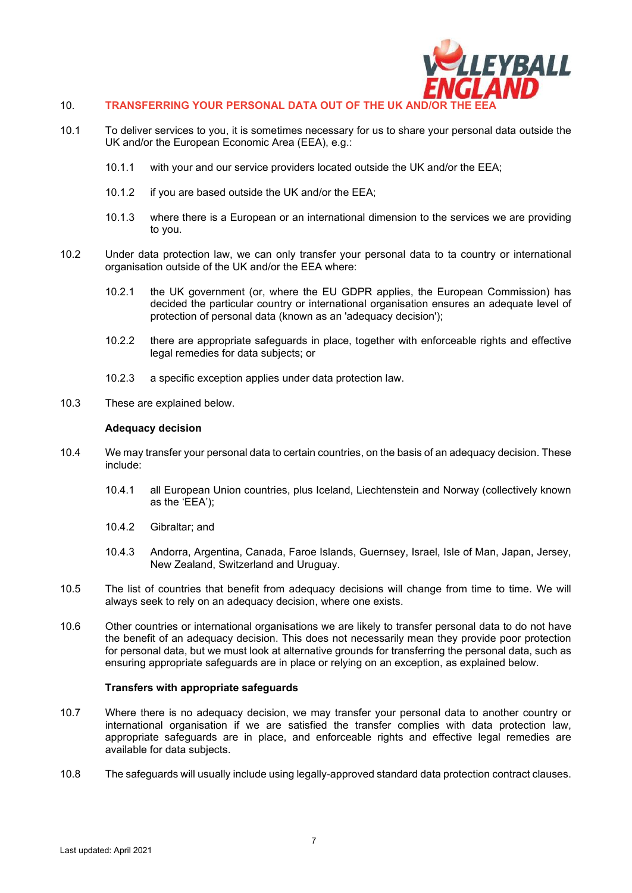## 10. TRANSFERRING YOUR PERSONAL DATA OUT OF THE UK AND/OR THE EEA

10.1 To deliver services to you, it is sometimes necessary for us to share your personal data outside the UK and/or the European Economic Area (EEA), e.g.:

> 10.1.1 with your and our service providers located outside the UK and/or the EEA;
>
> 10.1.2 if you are based outside the UK and/or the EEA;
>
> 10.1.3 where there is a European or an international dimension to the services we are providing to you.

10.2 Under data protection law, we can only transfer your personal data to ta country or international organisation outside of the UK and/or the EEA where:

> 10.2.1 the UK government (or, where the EU GDPR applies, the European Commission) has decided the particular country or international organisation ensures an adequate level of protection of personal data (known as an 'adequacy decision');
>
> 10.2.2 there are appropriate safeguards in place, together with enforceable rights and effective legal remedies for data subjects; or
>
> 10.2.3 a specific exception applies under data protection law.

10.3 These are explained below.

**Adequacy decision**

10.4 We may transfer your personal data to certain countries, on the basis of an adequacy decision. These include:

> 10.4.1 all European Union countries, plus Iceland, Liechtenstein and Norway (collectively known as the 'EEA');
>
> 10.4.2 Gibraltar; and
>
> 10.4.3 Andorra, Argentina, Canada, Faroe Islands, Guernsey, Israel, Isle of Man, Japan, Jersey, New Zealand, Switzerland and Uruguay.

10.5 The list of countries that benefit from adequacy decisions will change from time to time. We will always seek to rely on an adequacy decision, where one exists.

10.6 Other countries or international organisations we are likely to transfer personal data to do not have the benefit of an adequacy decision. This does not necessarily mean they provide poor protection for personal data, but we must look at alternative grounds for transferring the personal data, such as ensuring appropriate safeguards are in place or relying on an exception, as explained below.

**Transfers with appropriate safeguards**

10.7 Where there is no adequacy decision, we may transfer your personal data to another country or international organisation if we are satisfied the transfer complies with data protection law, appropriate safeguards are in place, and enforceable rights and effective legal remedies are available for data subjects.

10.8 The safeguards will usually include using legally-approved standard data protection contract clauses.

Last updated: April 2021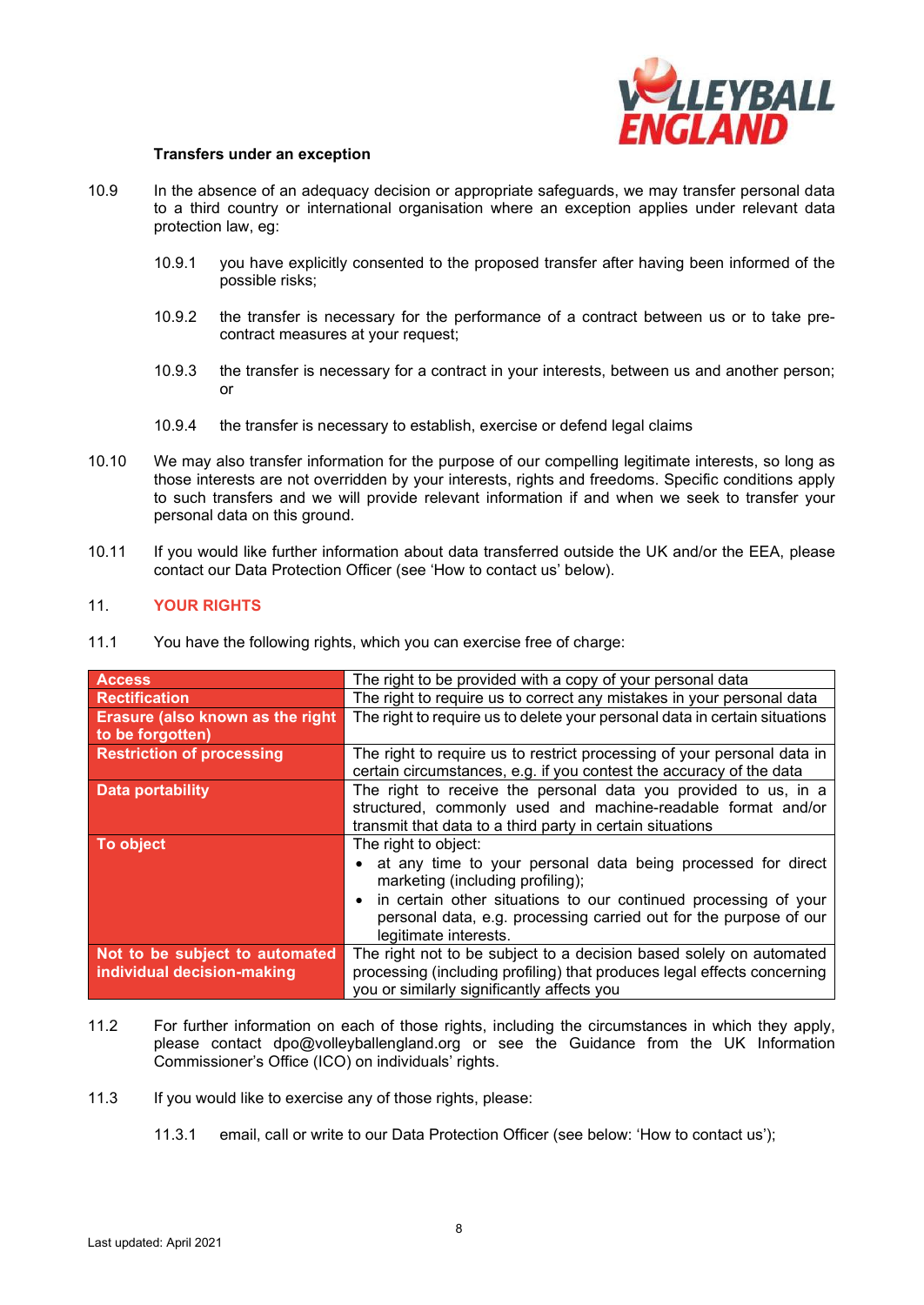**Transfers under an exception**

10.9 In the absence of an adequacy decision or appropriate safeguards, we may transfer personal data to a third country or international organisation where an exception applies under relevant data protection law, eg:

10.9.1 you have explicitly consented to the proposed transfer after having been informed of the possible risks;

10.9.2 the transfer is necessary for the performance of a contract between us or to take pre-contract measures at your request;

10.9.3 the transfer is necessary for a contract in your interests, between us and another person; or

10.9.4 the transfer is necessary to establish, exercise or defend legal claims

10.10 We may also transfer information for the purpose of our compelling legitimate interests, so long as those interests are not overridden by your interests, rights and freedoms. Specific conditions apply to such transfers and we will provide relevant information if and when we seek to transfer your personal data on this ground.

10.11 If you would like further information about data transferred outside the UK and/or the EEA, please contact our Data Protection Officer (see 'How to contact us' below).

## 11. YOUR RIGHTS

11.1 You have the following rights, which you can exercise free of charge:

| Right | Description |
|---|---|
| **Access** | The right to be provided with a copy of your personal data |
| **Rectification** | The right to require us to correct any mistakes in your personal data |
| **Erasure (also known as the right to be forgotten)** | The right to require us to delete your personal data in certain situations |
| **Restriction of processing** | The right to require us to restrict processing of your personal data in certain circumstances, e.g. if you contest the accuracy of the data |
| **Data portability** | The right to receive the personal data you provided to us, in a structured, commonly used and machine-readable format and/or transmit that data to a third party in certain situations |
| **To object** | The right to object:<br>• at any time to your personal data being processed for direct marketing (including profiling);<br>• in certain other situations to our continued processing of your personal data, e.g. processing carried out for the purpose of our legitimate interests. |
| **Not to be subject to automated individual decision-making** | The right not to be subject to a decision based solely on automated processing (including profiling) that produces legal effects concerning you or similarly significantly affects you |

11.2 For further information on each of those rights, including the circumstances in which they apply, please contact dpo@volleyballengland.org or see the Guidance from the UK Information Commissioner's Office (ICO) on individuals' rights.

11.3 If you would like to exercise any of those rights, please:

11.3.1 email, call or write to our Data Protection Officer (see below: 'How to contact us');

Last updated: April 2021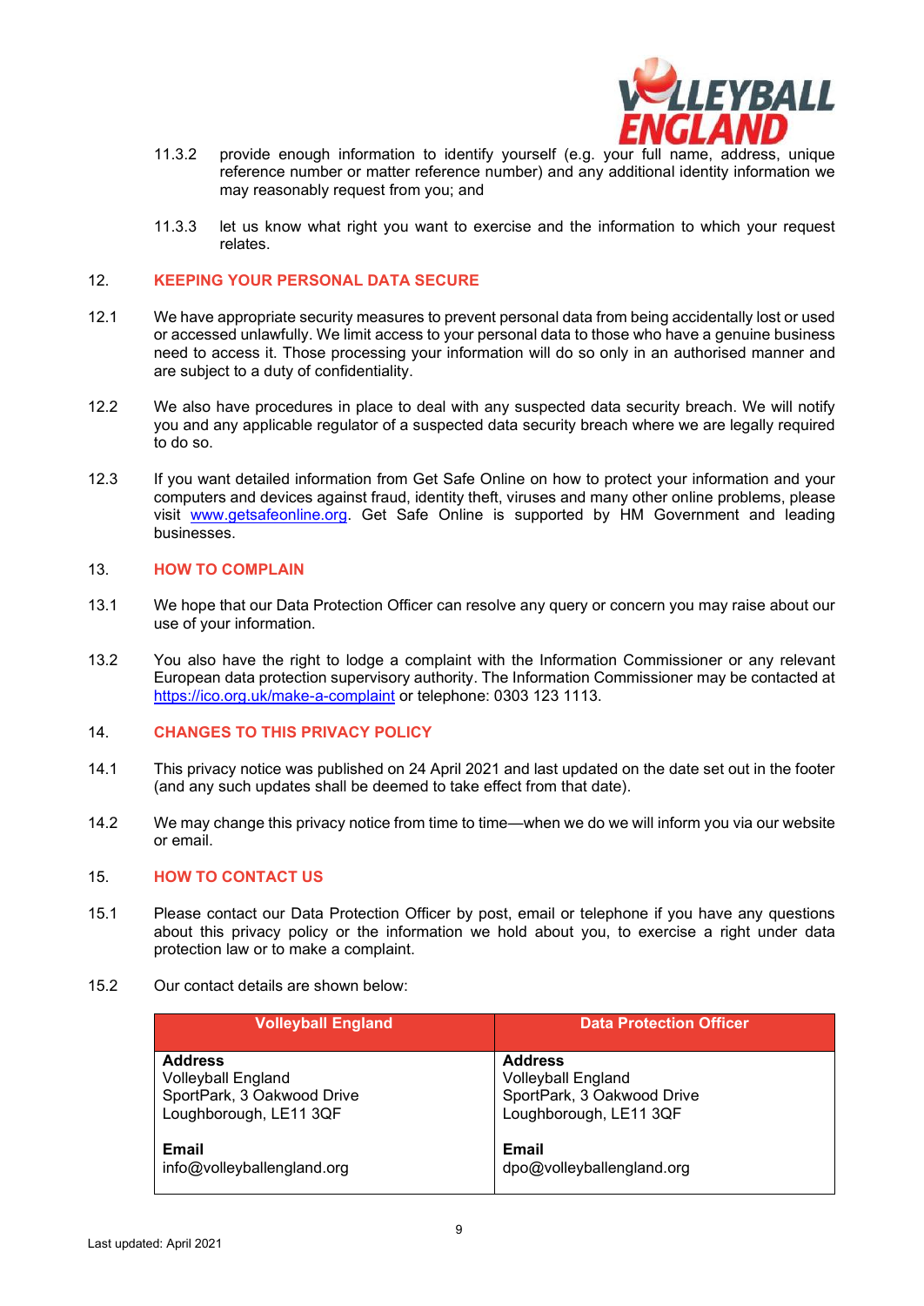11.3.2 provide enough information to identify yourself (e.g. your full name, address, unique reference number or matter reference number) and any additional identity information we may reasonably request from you; and

11.3.3 let us know what right you want to exercise and the information to which your request relates.

## 12. KEEPING YOUR PERSONAL DATA SECURE

12.1 We have appropriate security measures to prevent personal data from being accidentally lost or used or accessed unlawfully. We limit access to your personal data to those who have a genuine business need to access it. Those processing your information will do so only in an authorised manner and are subject to a duty of confidentiality.

12.2 We also have procedures in place to deal with any suspected data security breach. We will notify you and any applicable regulator of a suspected data security breach where we are legally required to do so.

12.3 If you want detailed information from Get Safe Online on how to protect your information and your computers and devices against fraud, identity theft, viruses and many other online problems, please visit [www.getsafeonline.org](www.getsafeonline.org). Get Safe Online is supported by HM Government and leading businesses.

## 13. HOW TO COMPLAIN

13.1 We hope that our Data Protection Officer can resolve any query or concern you may raise about our use of your information.

13.2 You also have the right to lodge a complaint with the Information Commissioner or any relevant European data protection supervisory authority. The Information Commissioner may be contacted at [https://ico.org.uk/make-a-complaint](https://ico.org.uk/make-a-complaint) or telephone: 0303 123 1113.

## 14. CHANGES TO THIS PRIVACY POLICY

14.1 This privacy notice was published on 24 April 2021 and last updated on the date set out in the footer (and any such updates shall be deemed to take effect from that date).

14.2 We may change this privacy notice from time to time—when we do we will inform you via our website or email.

## 15. HOW TO CONTACT US

15.1 Please contact our Data Protection Officer by post, email or telephone if you have any questions about this privacy policy or the information we hold about you, to exercise a right under data protection law or to make a complaint.

15.2 Our contact details are shown below:

| Volleyball England | Data Protection Officer |
|---|---|
| **Address**<br>Volleyball England<br>SportPark, 3 Oakwood Drive<br>Loughborough, LE11 3QF<br><br>**Email**<br>info@volleyballengland.org | **Address**<br>Volleyball England<br>SportPark, 3 Oakwood Drive<br>Loughborough, LE11 3QF<br><br>**Email**<br>dpo@volleyballengland.org |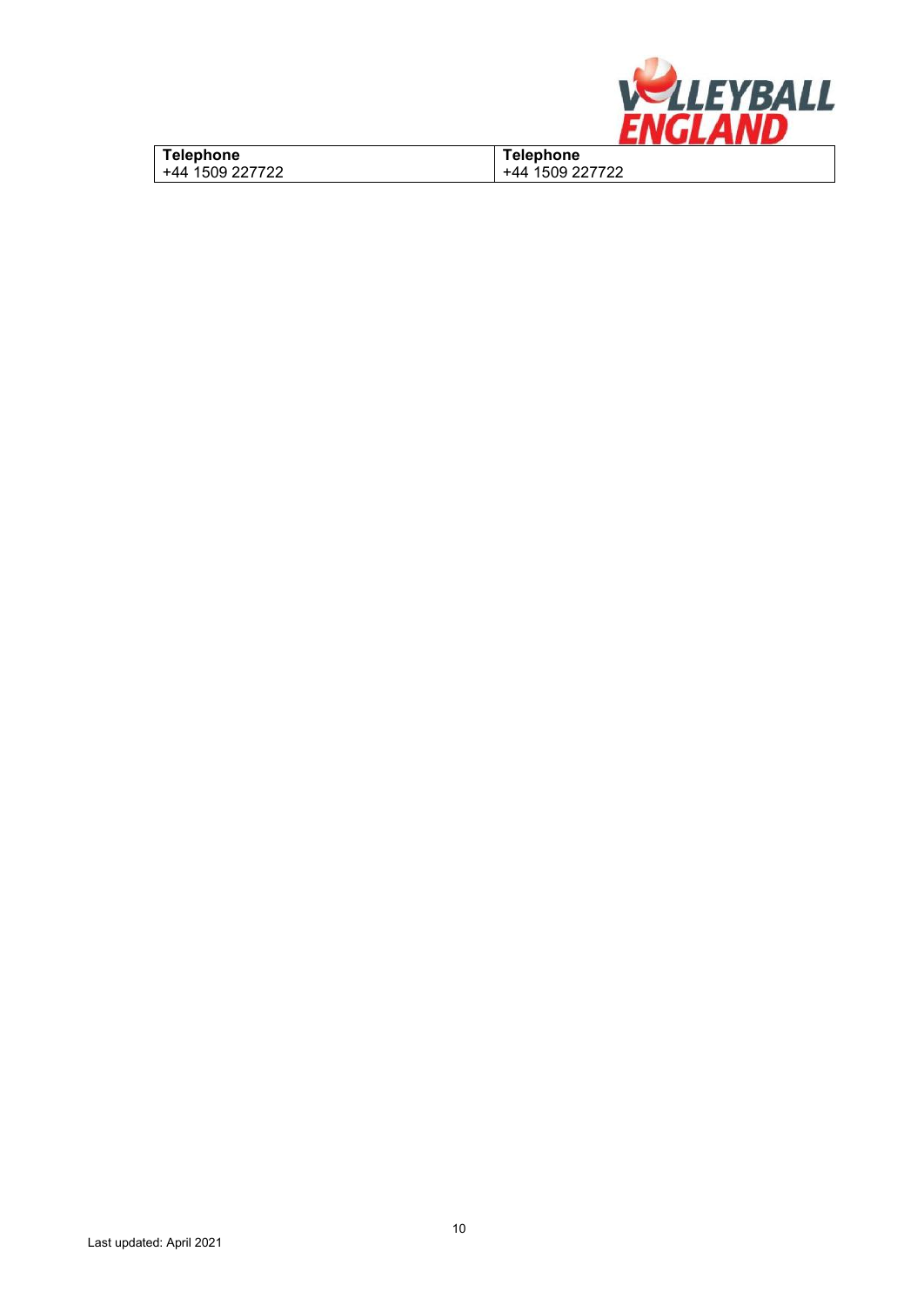| Telephone | Telephone |
| --- | --- |
| +44 1509 227722 | +44 1509 227722 |